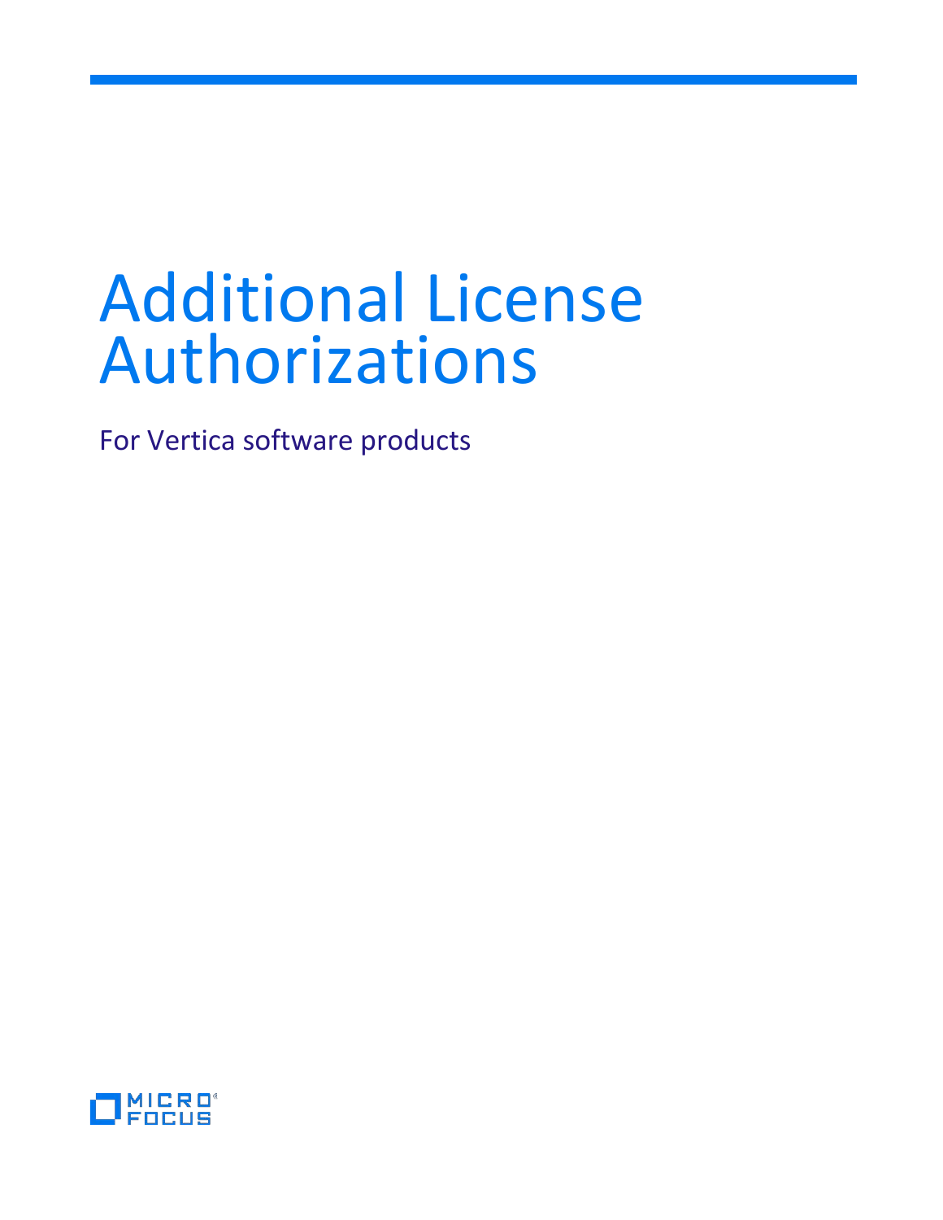# Additional License Authorizations

For Vertica software products

MICRO FOCUS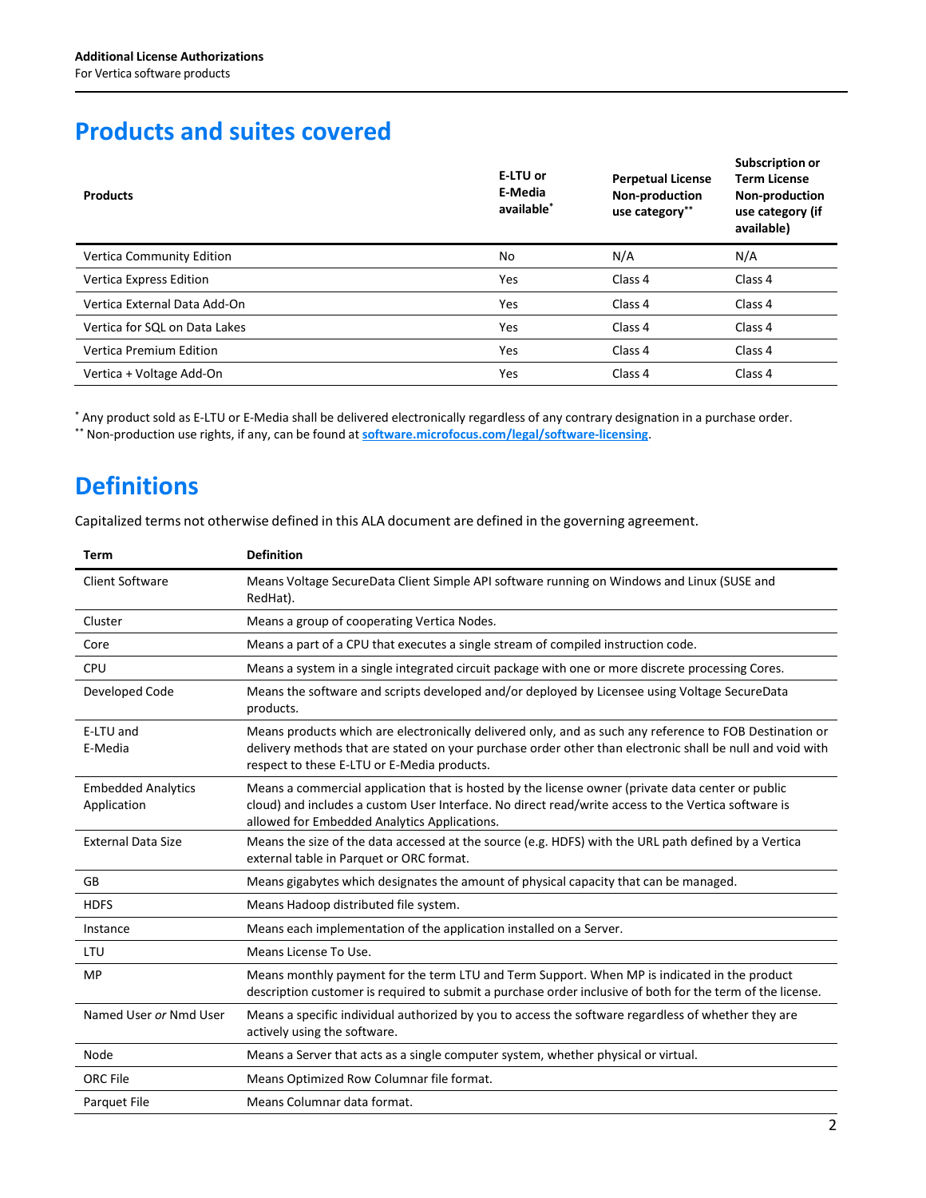## Products and suites covered

| Products | E-LTU or E-Media available* | Perpetual License Non-production use category** | Subscription or Term License Non-production use category (if available) |
|---|---|---|---|
| Vertica Community Edition | No | N/A | N/A |
| Vertica Express Edition | Yes | Class 4 | Class 4 |
| Vertica External Data Add-On | Yes | Class 4 | Class 4 |
| Vertica for SQL on Data Lakes | Yes | Class 4 | Class 4 |
| Vertica Premium Edition | Yes | Class 4 | Class 4 |
| Vertica + Voltage Add-On | Yes | Class 4 | Class 4 |

* Any product sold as E-LTU or E-Media shall be delivered electronically regardless of any contrary designation in a purchase order.
** Non-production use rights, if any, can be found at **software.microfocus.com/legal/software-licensing**.

## Definitions

Capitalized terms not otherwise defined in this ALA document are defined in the governing agreement.

| Term | Definition |
|---|---|
| Client Software | Means Voltage SecureData Client Simple API software running on Windows and Linux (SUSE and RedHat). |
| Cluster | Means a group of cooperating Vertica Nodes. |
| Core | Means a part of a CPU that executes a single stream of compiled instruction code. |
| CPU | Means a system in a single integrated circuit package with one or more discrete processing Cores. |
| Developed Code | Means the software and scripts developed and/or deployed by Licensee using Voltage SecureData products. |
| E-LTU and E-Media | Means products which are electronically delivered only, and as such any reference to FOB Destination or delivery methods that are stated on your purchase order other than electronic shall be null and void with respect to these E-LTU or E-Media products. |
| Embedded Analytics Application | Means a commercial application that is hosted by the license owner (private data center or public cloud) and includes a custom User Interface. No direct read/write access to the Vertica software is allowed for Embedded Analytics Applications. |
| External Data Size | Means the size of the data accessed at the source (e.g. HDFS) with the URL path defined by a Vertica external table in Parquet or ORC format. |
| GB | Means gigabytes which designates the amount of physical capacity that can be managed. |
| HDFS | Means Hadoop distributed file system. |
| Instance | Means each implementation of the application installed on a Server. |
| LTU | Means License To Use. |
| MP | Means monthly payment for the term LTU and Term Support. When MP is indicated in the product description customer is required to submit a purchase order inclusive of both for the term of the license. |
| Named User *or* Nmd User | Means a specific individual authorized by you to access the software regardless of whether they are actively using the software. |
| Node | Means a Server that acts as a single computer system, whether physical or virtual. |
| ORC File | Means Optimized Row Columnar file format. |
| Parquet File | Means Columnar data format. |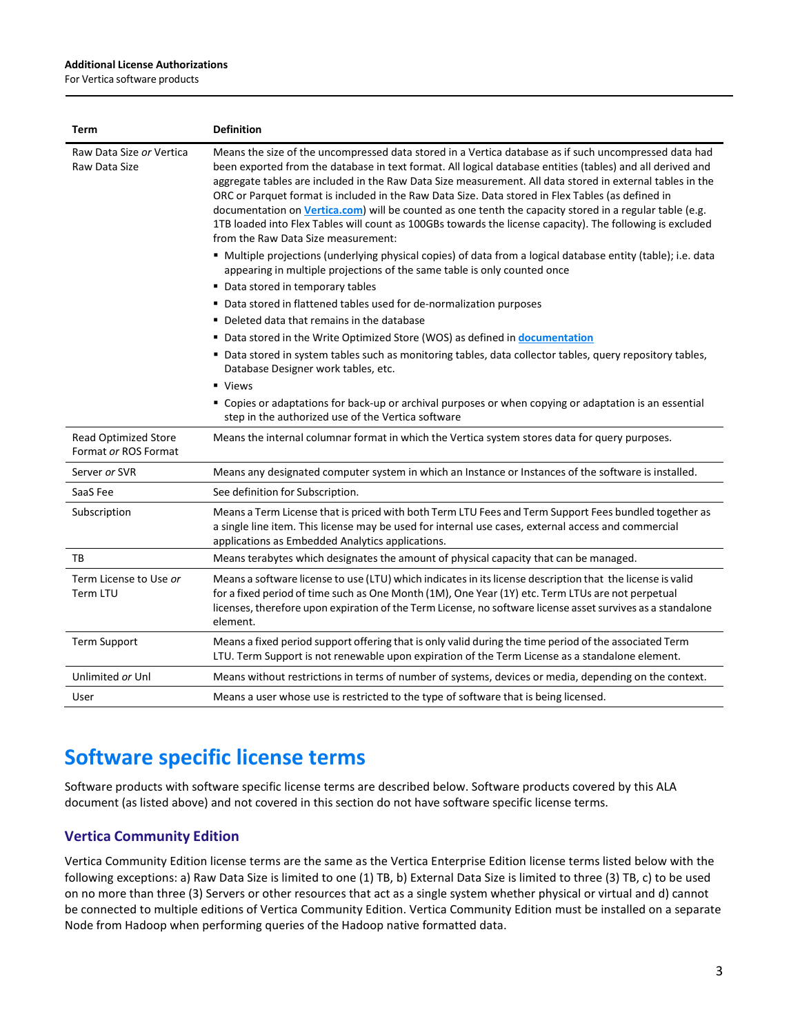| Term | Definition |
| --- | --- |
| Raw Data Size *or* Vertica Raw Data Size | Means the size of the uncompressed data stored in a Vertica database as if such uncompressed data had been exported from the database in text format. All logical database entities (tables) and all derived and aggregate tables are included in the Raw Data Size measurement. All data stored in external tables in the ORC or Parquet format is included in the Raw Data Size. Data stored in Flex Tables (as defined in documentation on [Vertica.com](Vertica.com)) will be counted as one tenth the capacity stored in a regular table (e.g. 1TB loaded into Flex Tables will count as 100GBs towards the license capacity). The following is excluded from the Raw Data Size measurement:<br>▪ Multiple projections (underlying physical copies) of data from a logical database entity (table); i.e. data appearing in multiple projections of the same table is only counted once<br>▪ Data stored in temporary tables<br>▪ Data stored in flattened tables used for de-normalization purposes<br>▪ Deleted data that remains in the database<br>▪ Data stored in the Write Optimized Store (WOS) as defined in **documentation**<br>▪ Data stored in system tables such as monitoring tables, data collector tables, query repository tables, Database Designer work tables, etc.<br>▪ Views<br>▪ Copies or adaptations for back-up or archival purposes or when copying or adaptation is an essential step in the authorized use of the Vertica software |
| Read Optimized Store Format *or* ROS Format | Means the internal columnar format in which the Vertica system stores data for query purposes. |
| Server *or* SVR | Means any designated computer system in which an Instance or Instances of the software is installed. |
| SaaS Fee | See definition for Subscription. |
| Subscription | Means a Term License that is priced with both Term LTU Fees and Term Support Fees bundled together as a single line item. This license may be used for internal use cases, external access and commercial applications as Embedded Analytics applications. |
| TB | Means terabytes which designates the amount of physical capacity that can be managed. |
| Term License to Use *or* Term LTU | Means a software license to use (LTU) which indicates in its license description that the license is valid for a fixed period of time such as One Month (1M), One Year (1Y) etc. Term LTUs are not perpetual licenses, therefore upon expiration of the Term License, no software license asset survives as a standalone element. |
| Term Support | Means a fixed period support offering that is only valid during the time period of the associated Term LTU. Term Support is not renewable upon expiration of the Term License as a standalone element. |
| Unlimited *or* Unl | Means without restrictions in terms of number of systems, devices or media, depending on the context. |
| User | Means a user whose use is restricted to the type of software that is being licensed. |

# Software specific license terms

Software products with software specific license terms are described below. Software products covered by this ALA document (as listed above) and not covered in this section do not have software specific license terms.

## Vertica Community Edition

Vertica Community Edition license terms are the same as the Vertica Enterprise Edition license terms listed below with the following exceptions: a) Raw Data Size is limited to one (1) TB, b) External Data Size is limited to three (3) TB, c) to be used on no more than three (3) Servers or other resources that act as a single system whether physical or virtual and d) cannot be connected to multiple editions of Vertica Community Edition. Vertica Community Edition must be installed on a separate Node from Hadoop when performing queries of the Hadoop native formatted data.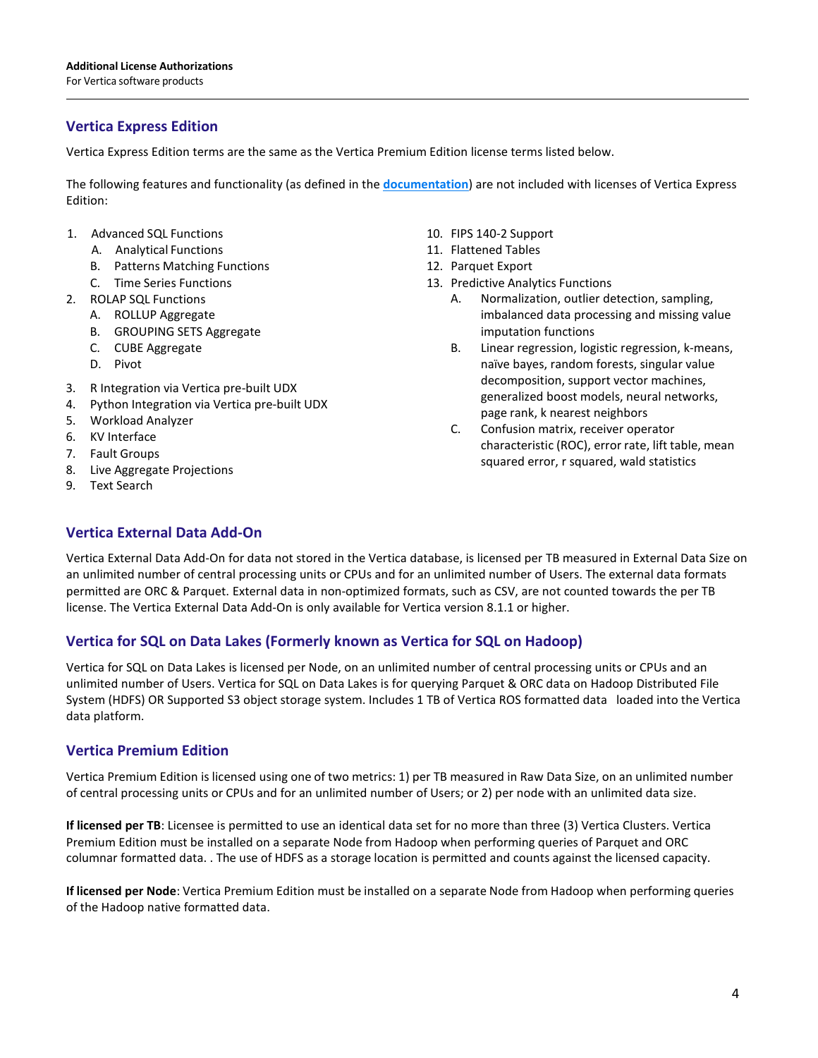## Vertica Express Edition

Vertica Express Edition terms are the same as the Vertica Premium Edition license terms listed below.

The following features and functionality (as defined in the **documentation**) are not included with licenses of Vertica Express Edition:

1. Advanced SQL Functions
   A. Analytical Functions
   B. Patterns Matching Functions
   C. Time Series Functions
2. ROLAP SQL Functions
   A. ROLLUP Aggregate
   B. GROUPING SETS Aggregate
   C. CUBE Aggregate
   D. Pivot
3. R Integration via Vertica pre-built UDX
4. Python Integration via Vertica pre-built UDX
5. Workload Analyzer
6. KV Interface
7. Fault Groups
8. Live Aggregate Projections
9. Text Search
10. FIPS 140-2 Support
11. Flattened Tables
12. Parquet Export
13. Predictive Analytics Functions
    A. Normalization, outlier detection, sampling, imbalanced data processing and missing value imputation functions
    B. Linear regression, logistic regression, k-means, naïve bayes, random forests, singular value decomposition, support vector machines, generalized boost models, neural networks, page rank, k nearest neighbors
    C. Confusion matrix, receiver operator characteristic (ROC), error rate, lift table, mean squared error, r squared, wald statistics

## Vertica External Data Add-On

Vertica External Data Add-On for data not stored in the Vertica database, is licensed per TB measured in External Data Size on an unlimited number of central processing units or CPUs and for an unlimited number of Users. The external data formats permitted are ORC & Parquet. External data in non-optimized formats, such as CSV, are not counted towards the per TB license. The Vertica External Data Add-On is only available for Vertica version 8.1.1 or higher.

## Vertica for SQL on Data Lakes (Formerly known as Vertica for SQL on Hadoop)

Vertica for SQL on Data Lakes is licensed per Node, on an unlimited number of central processing units or CPUs and an unlimited number of Users. Vertica for SQL on Data Lakes is for querying Parquet & ORC data on Hadoop Distributed File System (HDFS) OR Supported S3 object storage system. Includes 1 TB of Vertica ROS formatted data loaded into the Vertica data platform.

## Vertica Premium Edition

Vertica Premium Edition is licensed using one of two metrics: 1) per TB measured in Raw Data Size, on an unlimited number of central processing units or CPUs and for an unlimited number of Users; or 2) per node with an unlimited data size.

**If licensed per TB**: Licensee is permitted to use an identical data set for no more than three (3) Vertica Clusters. Vertica Premium Edition must be installed on a separate Node from Hadoop when performing queries of Parquet and ORC columnar formatted data. . The use of HDFS as a storage location is permitted and counts against the licensed capacity.

**If licensed per Node**: Vertica Premium Edition must be installed on a separate Node from Hadoop when performing queries of the Hadoop native formatted data.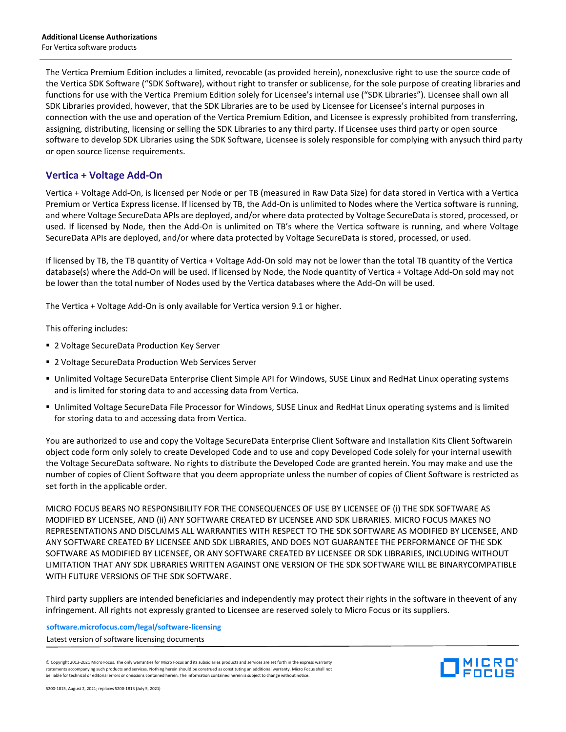The Vertica Premium Edition includes a limited, revocable (as provided herein), nonexclusive right to use the source code of the Vertica SDK Software ("SDK Software), without right to transfer or sublicense, for the sole purpose of creating libraries and functions for use with the Vertica Premium Edition solely for Licensee's internal use ("SDK Libraries"). Licensee shall own all SDK Libraries provided, however, that the SDK Libraries are to be used by Licensee for Licensee's internal purposes in connection with the use and operation of the Vertica Premium Edition, and Licensee is expressly prohibited from transferring, assigning, distributing, licensing or selling the SDK Libraries to any third party. If Licensee uses third party or open source software to develop SDK Libraries using the SDK Software, Licensee is solely responsible for complying with anysuch third party or open source license requirements.

## Vertica + Voltage Add-On

Vertica + Voltage Add-On, is licensed per Node or per TB (measured in Raw Data Size) for data stored in Vertica with a Vertica Premium or Vertica Express license. If licensed by TB, the Add-On is unlimited to Nodes where the Vertica software is running, and where Voltage SecureData APIs are deployed, and/or where data protected by Voltage SecureData is stored, processed, or used. If licensed by Node, then the Add-On is unlimited on TB's where the Vertica software is running, and where Voltage SecureData APIs are deployed, and/or where data protected by Voltage SecureData is stored, processed, or used.

If licensed by TB, the TB quantity of Vertica + Voltage Add-On sold may not be lower than the total TB quantity of the Vertica database(s) where the Add-On will be used. If licensed by Node, the Node quantity of Vertica + Voltage Add-On sold may not be lower than the total number of Nodes used by the Vertica databases where the Add-On will be used.

The Vertica + Voltage Add-On is only available for Vertica version 9.1 or higher.

This offering includes:

- 2 Voltage SecureData Production Key Server
- 2 Voltage SecureData Production Web Services Server
- Unlimited Voltage SecureData Enterprise Client Simple API for Windows, SUSE Linux and RedHat Linux operating systems and is limited for storing data to and accessing data from Vertica.
- Unlimited Voltage SecureData File Processor for Windows, SUSE Linux and RedHat Linux operating systems and is limited for storing data to and accessing data from Vertica.

You are authorized to use and copy the Voltage SecureData Enterprise Client Software and Installation Kits Client Softwarein object code form only solely to create Developed Code and to use and copy Developed Code solely for your internal usewith the Voltage SecureData software. No rights to distribute the Developed Code are granted herein. You may make and use the number of copies of Client Software that you deem appropriate unless the number of copies of Client Software is restricted as set forth in the applicable order.

MICRO FOCUS BEARS NO RESPONSIBILITY FOR THE CONSEQUENCES OF USE BY LICENSEE OF (i) THE SDK SOFTWARE AS MODIFIED BY LICENSEE, AND (ii) ANY SOFTWARE CREATED BY LICENSEE AND SDK LIBRARIES. MICRO FOCUS MAKES NO REPRESENTATIONS AND DISCLAIMS ALL WARRANTIES WITH RESPECT TO THE SDK SOFTWARE AS MODIFIED BY LICENSEE, AND ANY SOFTWARE CREATED BY LICENSEE AND SDK LIBRARIES, AND DOES NOT GUARANTEE THE PERFORMANCE OF THE SDK SOFTWARE AS MODIFIED BY LICENSEE, OR ANY SOFTWARE CREATED BY LICENSEE OR SDK LIBRARIES, INCLUDING WITHOUT LIMITATION THAT ANY SDK LIBRARIES WRITTEN AGAINST ONE VERSION OF THE SDK SOFTWARE WILL BE BINARYCOMPATIBLE WITH FUTURE VERSIONS OF THE SDK SOFTWARE.

Third party suppliers are intended beneficiaries and independently may protect their rights in the software in theevent of any infringement. All rights not expressly granted to Licensee are reserved solely to Micro Focus or its suppliers.

**software.microfocus.com/legal/software-licensing**
Latest version of software licensing documents

© Copyright 2013-2021 Micro Focus. The only warranties for Micro Focus and its subsidiaries products and services are set forth in the express warranty statements accompanying such products and services. Nothing herein should be construed as constituting an additional warranty. Micro Focus shall not be liable for technical or editorial errors or omissions contained herein. The information contained herein is subject to change without notice.

5200-1815, August 2, 2021; replaces 5200-1813 (July 5, 2021)